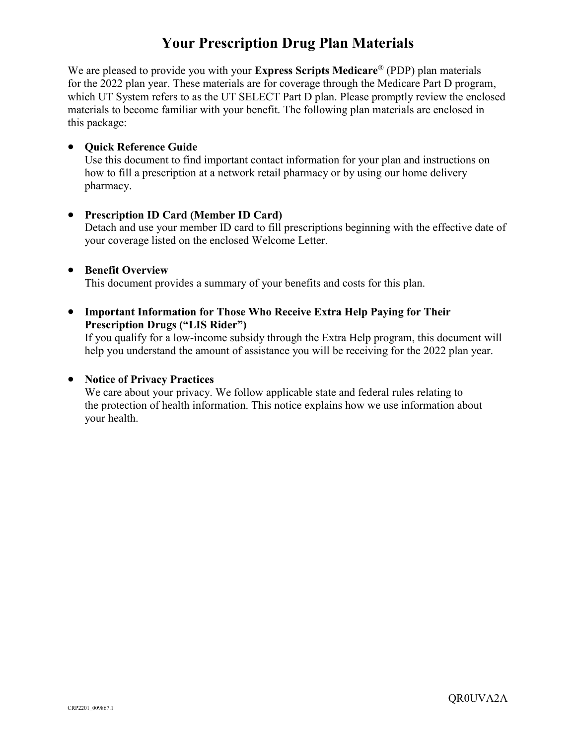# Your Prescription Drug Plan Materials

We are pleased to provide you with your **Express Scripts Medicare**® (PDP) plan materials for the 2022 plan year. These materials are for coverage through the Medicare Part D program, which UT System refers to as the UT SELECT Part D plan. Please promptly review the enclosed materials to become familiar with your benefit. The following plan materials are enclosed in this package:

- **Quick Reference Guide**
  Use this document to find important contact information for your plan and instructions on how to fill a prescription at a network retail pharmacy or by using our home delivery pharmacy.

- **Prescription ID Card (Member ID Card)**
  Detach and use your member ID card to fill prescriptions beginning with the effective date of your coverage listed on the enclosed Welcome Letter.

- **Benefit Overview**
  This document provides a summary of your benefits and costs for this plan.

- **Important Information for Those Who Receive Extra Help Paying for Their Prescription Drugs ("LIS Rider")**
  If you qualify for a low-income subsidy through the Extra Help program, this document will help you understand the amount of assistance you will be receiving for the 2022 plan year.

- **Notice of Privacy Practices**
  We care about your privacy. We follow applicable state and federal rules relating to the protection of health information. This notice explains how we use information about your health.

QR0UVA2A

CRP2201_009867.1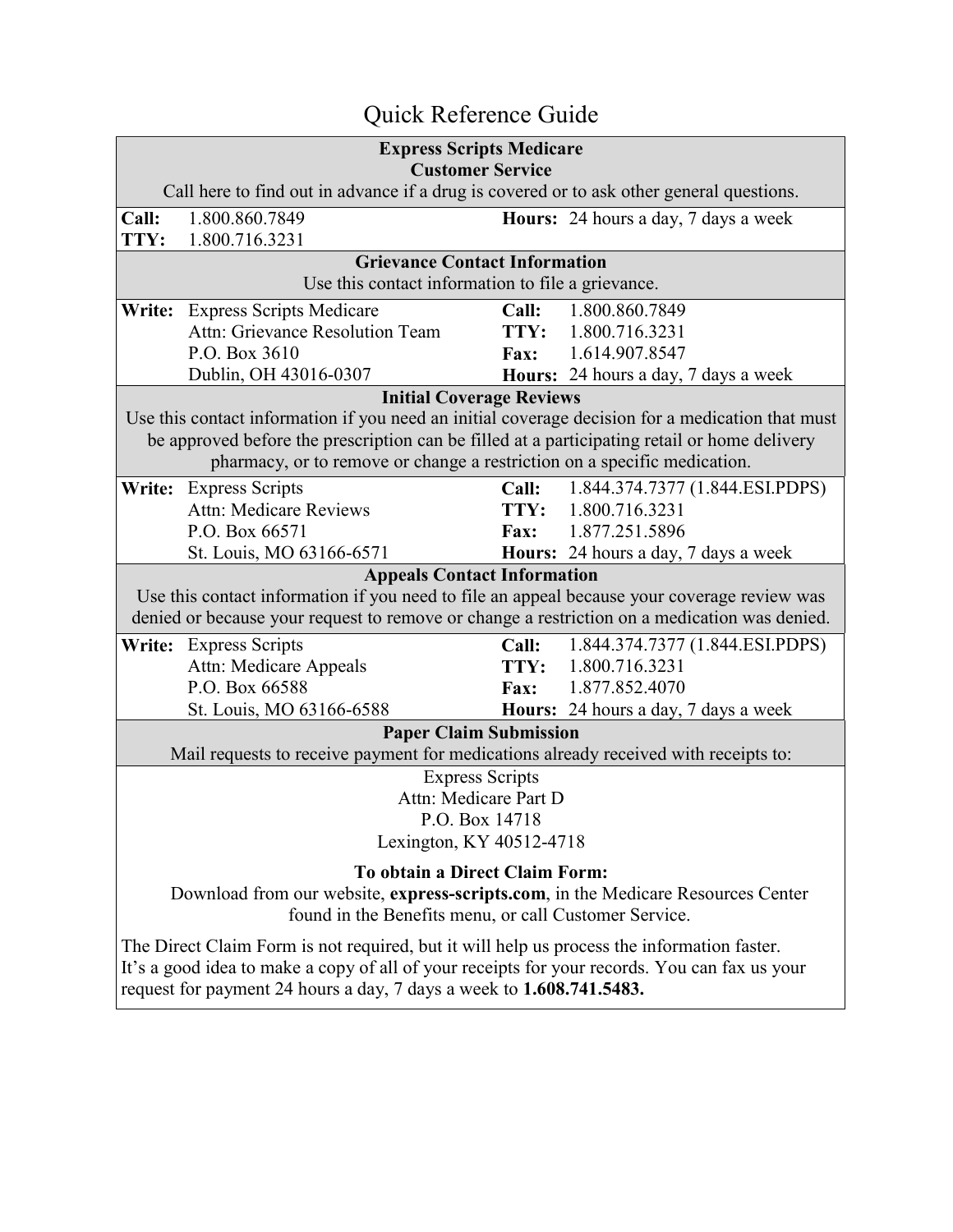# Quick Reference Guide

## Express Scripts Medicare Customer Service

Call here to find out in advance if a drug is covered or to ask other general questions.

**Call:** 1.800.860.7849
**TTY:** 1.800.716.3231
**Hours:** 24 hours a day, 7 days a week

## Grievance Contact Information

Use this contact information to file a grievance.

**Write:**
Express Scripts Medicare
Attn: Grievance Resolution Team
P.O. Box 3610
Dublin, OH 43016-0307

**Call:** 1.800.860.7849
**TTY:** 1.800.716.3231
**Fax:** 1.614.907.8547
**Hours:** 24 hours a day, 7 days a week

## Initial Coverage Reviews

Use this contact information if you need an initial coverage decision for a medication that must be approved before the prescription can be filled at a participating retail or home delivery pharmacy, or to remove or change a restriction on a specific medication.

**Write:**
Express Scripts
Attn: Medicare Reviews
P.O. Box 66571
St. Louis, MO 63166-6571

**Call:** 1.844.374.7377 (1.844.ESI.PDPS)
**TTY:** 1.800.716.3231
**Fax:** 1.877.251.5896
**Hours:** 24 hours a day, 7 days a week

## Appeals Contact Information

Use this contact information if you need to file an appeal because your coverage review was denied or because your request to remove or change a restriction on a medication was denied.

**Write:**
Express Scripts
Attn: Medicare Appeals
P.O. Box 66588
St. Louis, MO 63166-6588

**Call:** 1.844.374.7377 (1.844.ESI.PDPS)
**TTY:** 1.800.716.3231
**Fax:** 1.877.852.4070
**Hours:** 24 hours a day, 7 days a week

## Paper Claim Submission

Mail requests to receive payment for medications already received with receipts to:

Express Scripts
Attn: Medicare Part D
P.O. Box 14718
Lexington, KY 40512-4718

**To obtain a Direct Claim Form:**

Download from our website, **express-scripts.com**, in the Medicare Resources Center found in the Benefits menu, or call Customer Service.

The Direct Claim Form is not required, but it will help us process the information faster. It's a good idea to make a copy of all of your receipts for your records. You can fax us your request for payment 24 hours a day, 7 days a week to **1.608.741.5483.**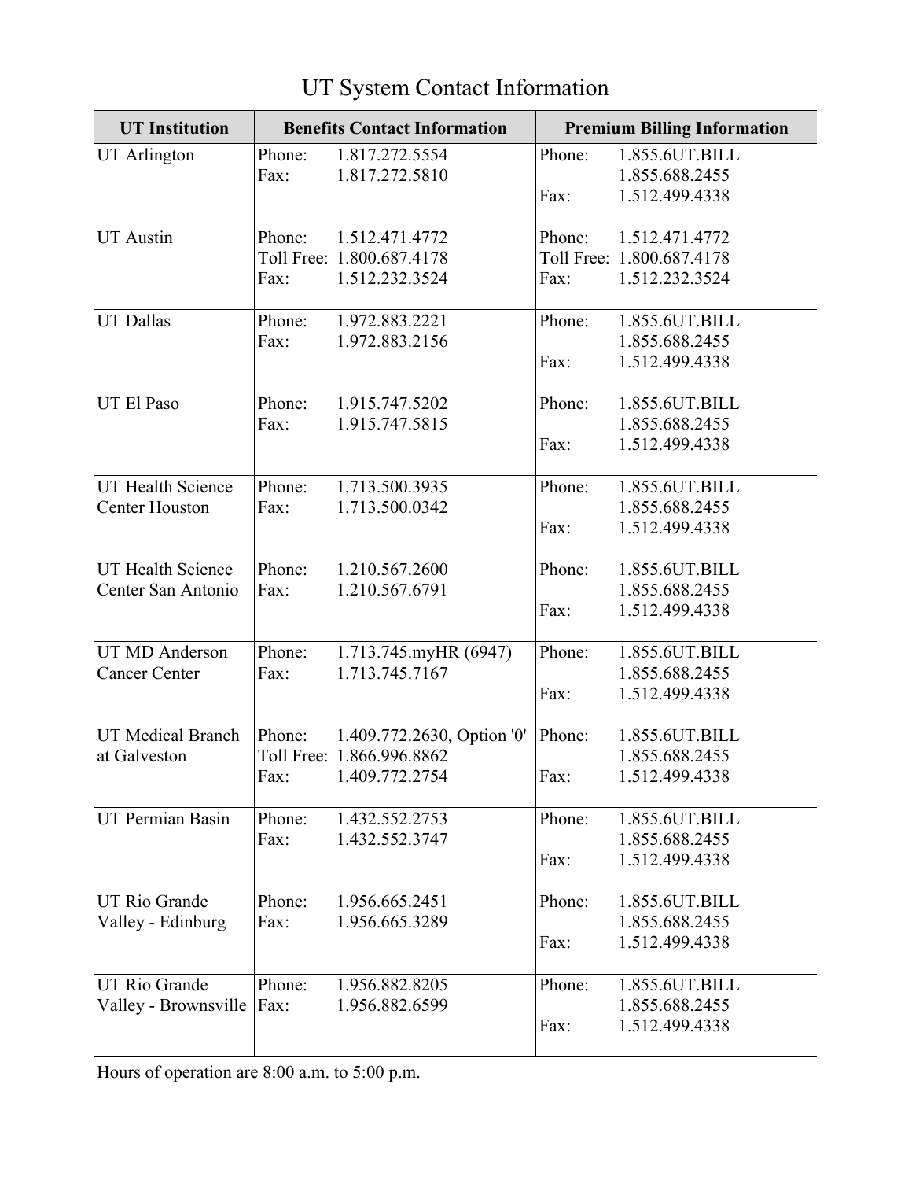# UT System Contact Information

| UT Institution | Benefits Contact Information | Premium Billing Information |
|---|---|---|
| UT Arlington | Phone: 1.817.272.5554<br>Fax: 1.817.272.5810 | Phone: 1.855.6UT.BILL<br>1.855.688.2455<br>Fax: 1.512.499.4338 |
| UT Austin | Phone: 1.512.471.4772<br>Toll Free: 1.800.687.4178<br>Fax: 1.512.232.3524 | Phone: 1.512.471.4772<br>Toll Free: 1.800.687.4178<br>Fax: 1.512.232.3524 |
| UT Dallas | Phone: 1.972.883.2221<br>Fax: 1.972.883.2156 | Phone: 1.855.6UT.BILL<br>1.855.688.2455<br>Fax: 1.512.499.4338 |
| UT El Paso | Phone: 1.915.747.5202<br>Fax: 1.915.747.5815 | Phone: 1.855.6UT.BILL<br>1.855.688.2455<br>Fax: 1.512.499.4338 |
| UT Health Science Center Houston | Phone: 1.713.500.3935<br>Fax: 1.713.500.0342 | Phone: 1.855.6UT.BILL<br>1.855.688.2455<br>Fax: 1.512.499.4338 |
| UT Health Science Center San Antonio | Phone: 1.210.567.2600<br>Fax: 1.210.567.6791 | Phone: 1.855.6UT.BILL<br>1.855.688.2455<br>Fax: 1.512.499.4338 |
| UT MD Anderson Cancer Center | Phone: 1.713.745.myHR (6947)<br>Fax: 1.713.745.7167 | Phone: 1.855.6UT.BILL<br>1.855.688.2455<br>Fax: 1.512.499.4338 |
| UT Medical Branch at Galveston | Phone: 1.409.772.2630, Option '0'<br>Toll Free: 1.866.996.8862<br>Fax: 1.409.772.2754 | Phone: 1.855.6UT.BILL<br>1.855.688.2455<br>Fax: 1.512.499.4338 |
| UT Permian Basin | Phone: 1.432.552.2753<br>Fax: 1.432.552.3747 | Phone: 1.855.6UT.BILL<br>1.855.688.2455<br>Fax: 1.512.499.4338 |
| UT Rio Grande Valley - Edinburg | Phone: 1.956.665.2451<br>Fax: 1.956.665.3289 | Phone: 1.855.6UT.BILL<br>1.855.688.2455<br>Fax: 1.512.499.4338 |
| UT Rio Grande Valley - Brownsville | Phone: 1.956.882.8205<br>Fax: 1.956.882.6599 | Phone: 1.855.6UT.BILL<br>1.855.688.2455<br>Fax: 1.512.499.4338 |

Hours of operation are 8:00 a.m. to 5:00 p.m.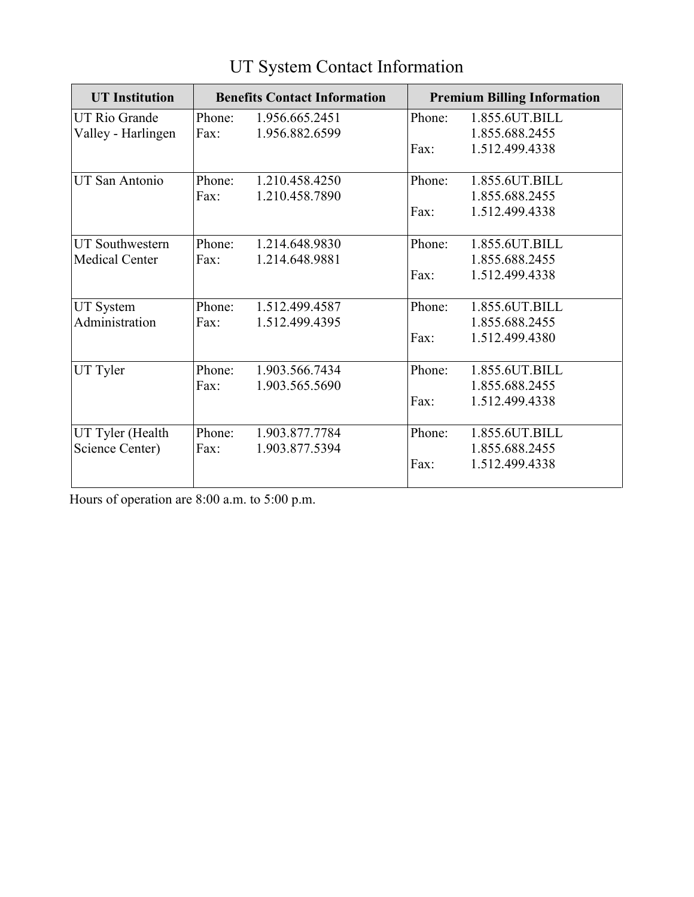# UT System Contact Information

| UT Institution | Benefits Contact Information | Premium Billing Information |
|---|---|---|
| UT Rio Grande Valley - Harlingen | Phone: 1.956.665.2451<br>Fax: 1.956.882.6599 | Phone: 1.855.6UT.BILL<br>1.855.688.2455<br>Fax: 1.512.499.4338 |
| UT San Antonio | Phone: 1.210.458.4250<br>Fax: 1.210.458.7890 | Phone: 1.855.6UT.BILL<br>1.855.688.2455<br>Fax: 1.512.499.4338 |
| UT Southwestern Medical Center | Phone: 1.214.648.9830<br>Fax: 1.214.648.9881 | Phone: 1.855.6UT.BILL<br>1.855.688.2455<br>Fax: 1.512.499.4338 |
| UT System Administration | Phone: 1.512.499.4587<br>Fax: 1.512.499.4395 | Phone: 1.855.6UT.BILL<br>1.855.688.2455<br>Fax: 1.512.499.4380 |
| UT Tyler | Phone: 1.903.566.7434<br>Fax: 1.903.565.5690 | Phone: 1.855.6UT.BILL<br>1.855.688.2455<br>Fax: 1.512.499.4338 |
| UT Tyler (Health Science Center) | Phone: 1.903.877.7784<br>Fax: 1.903.877.5394 | Phone: 1.855.6UT.BILL<br>1.855.688.2455<br>Fax: 1.512.499.4338 |

Hours of operation are 8:00 a.m. to 5:00 p.m.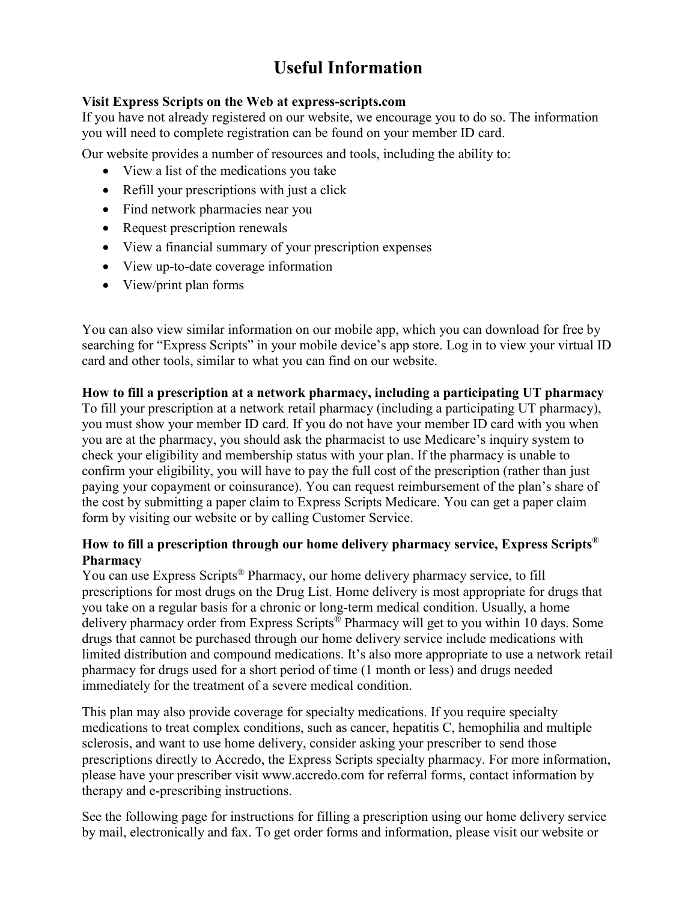# Useful Information

**Visit Express Scripts on the Web at express-scripts.com**

If you have not already registered on our website, we encourage you to do so. The information you will need to complete registration can be found on your member ID card.

Our website provides a number of resources and tools, including the ability to:

- View a list of the medications you take
- Refill your prescriptions with just a click
- Find network pharmacies near you
- Request prescription renewals
- View a financial summary of your prescription expenses
- View up-to-date coverage information
- View/print plan forms

You can also view similar information on our mobile app, which you can download for free by searching for "Express Scripts" in your mobile device's app store. Log in to view your virtual ID card and other tools, similar to what you can find on our website.

**How to fill a prescription at a network pharmacy, including a participating UT pharmacy**

To fill your prescription at a network retail pharmacy (including a participating UT pharmacy), you must show your member ID card. If you do not have your member ID card with you when you are at the pharmacy, you should ask the pharmacist to use Medicare's inquiry system to check your eligibility and membership status with your plan. If the pharmacy is unable to confirm your eligibility, you will have to pay the full cost of the prescription (rather than just paying your copayment or coinsurance). You can request reimbursement of the plan's share of the cost by submitting a paper claim to Express Scripts Medicare. You can get a paper claim form by visiting our website or by calling Customer Service.

**How to fill a prescription through our home delivery pharmacy service, Express Scripts® Pharmacy**

You can use Express Scripts® Pharmacy, our home delivery pharmacy service, to fill prescriptions for most drugs on the Drug List. Home delivery is most appropriate for drugs that you take on a regular basis for a chronic or long-term medical condition. Usually, a home delivery pharmacy order from Express Scripts® Pharmacy will get to you within 10 days. Some drugs that cannot be purchased through our home delivery service include medications with limited distribution and compound medications. It's also more appropriate to use a network retail pharmacy for drugs used for a short period of time (1 month or less) and drugs needed immediately for the treatment of a severe medical condition.

This plan may also provide coverage for specialty medications. If you require specialty medications to treat complex conditions, such as cancer, hepatitis C, hemophilia and multiple sclerosis, and want to use home delivery, consider asking your prescriber to send those prescriptions directly to Accredo, the Express Scripts specialty pharmacy. For more information, please have your prescriber visit www.accredo.com for referral forms, contact information by therapy and e-prescribing instructions.

See the following page for instructions for filling a prescription using our home delivery service by mail, electronically and fax. To get order forms and information, please visit our website or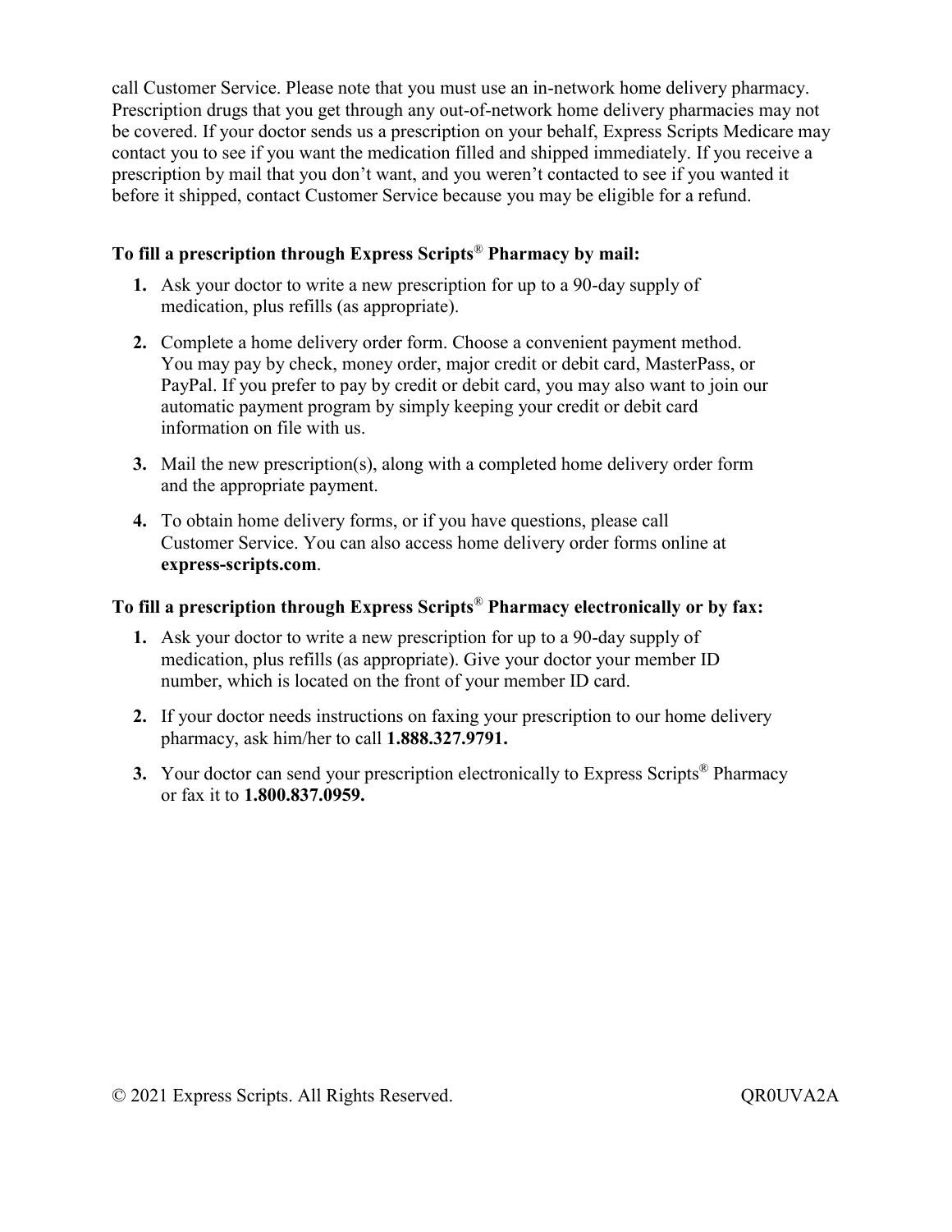call Customer Service. Please note that you must use an in-network home delivery pharmacy. Prescription drugs that you get through any out-of-network home delivery pharmacies may not be covered. If your doctor sends us a prescription on your behalf, Express Scripts Medicare may contact you to see if you want the medication filled and shipped immediately. If you receive a prescription by mail that you don't want, and you weren't contacted to see if you wanted it before it shipped, contact Customer Service because you may be eligible for a refund.

**To fill a prescription through Express Scripts® Pharmacy by mail:**

1. Ask your doctor to write a new prescription for up to a 90-day supply of medication, plus refills (as appropriate).
2. Complete a home delivery order form. Choose a convenient payment method. You may pay by check, money order, major credit or debit card, MasterPass, or PayPal. If you prefer to pay by credit or debit card, you may also want to join our automatic payment program by simply keeping your credit or debit card information on file with us.
3. Mail the new prescription(s), along with a completed home delivery order form and the appropriate payment.
4. To obtain home delivery forms, or if you have questions, please call Customer Service. You can also access home delivery order forms online at **express-scripts.com**.

**To fill a prescription through Express Scripts® Pharmacy electronically or by fax:**

1. Ask your doctor to write a new prescription for up to a 90-day supply of medication, plus refills (as appropriate). Give your doctor your member ID number, which is located on the front of your member ID card.
2. If your doctor needs instructions on faxing your prescription to our home delivery pharmacy, ask him/her to call **1.888.327.9791.**
3. Your doctor can send your prescription electronically to Express Scripts® Pharmacy or fax it to **1.800.837.0959.**

© 2021 Express Scripts. All Rights Reserved. QR0UVA2A